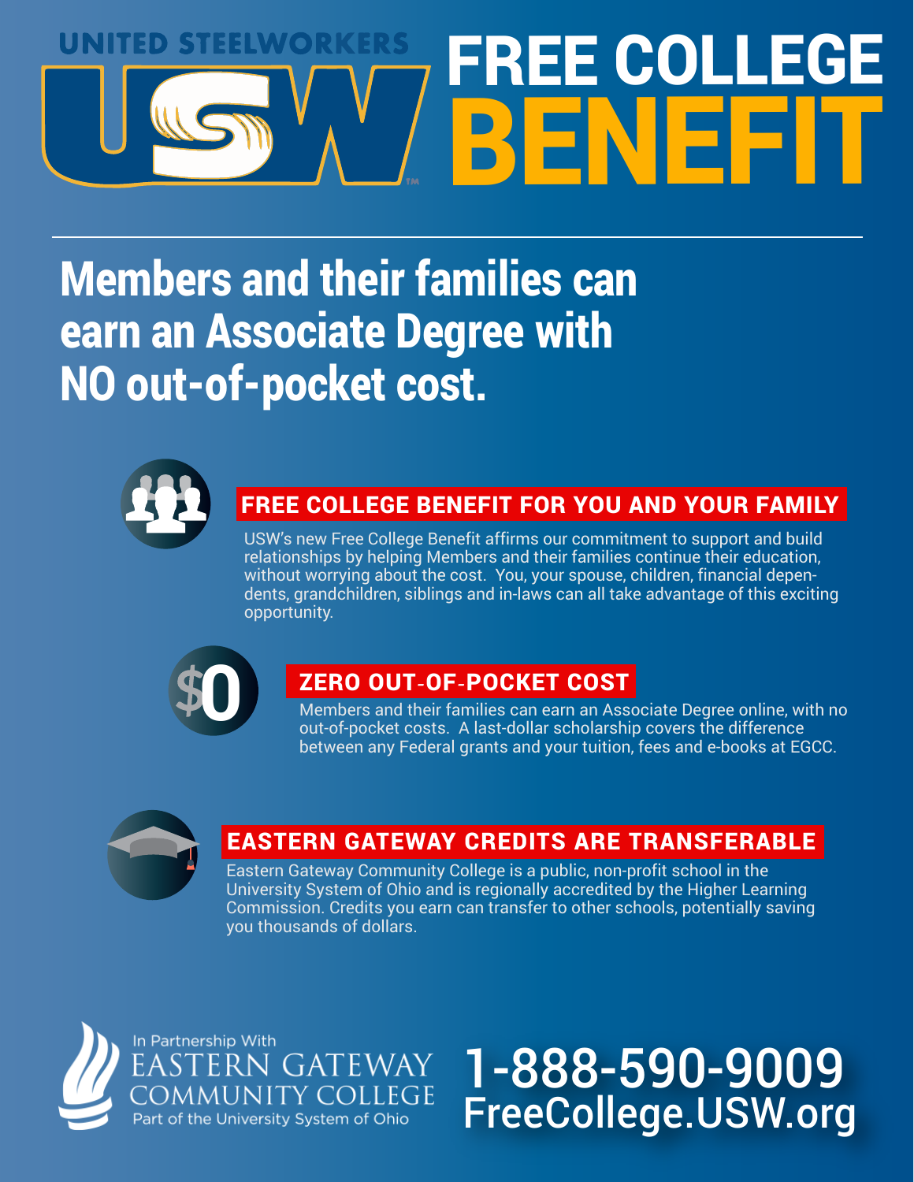# UNITED STEELWORKERS USW FREE COLLEGE BENEFIT

## Members and their families can earn an Associate Degree with NO out-of-pocket cost.

### FREE COLLEGE BENEFIT FOR YOU AND YOUR FAMILY

USW's new Free College Benefit affirms our commitment to support and build relationships by helping Members and their families continue their education, without worrying about the cost. You, your spouse, children, financial dependents, grandchildren, siblings and in-laws can all take advantage of this exciting opportunity.

### ZERO OUT-OF-POCKET COST

Members and their families can earn an Associate Degree online, with no out-of-pocket costs. A last-dollar scholarship covers the difference between any Federal grants and your tuition, fees and e-books at EGCC.

### EASTERN GATEWAY CREDITS ARE TRANSFERABLE

Eastern Gateway Community College is a public, non-profit school in the University System of Ohio and is regionally accredited by the Higher Learning Commission. Credits you earn can transfer to other schools, potentially saving you thousands of dollars.

In Partnership With
EASTERN GATEWAY COMMUNITY COLLEGE
Part of the University System of Ohio

**1-888-590-9009**
**FreeCollege.USW.org**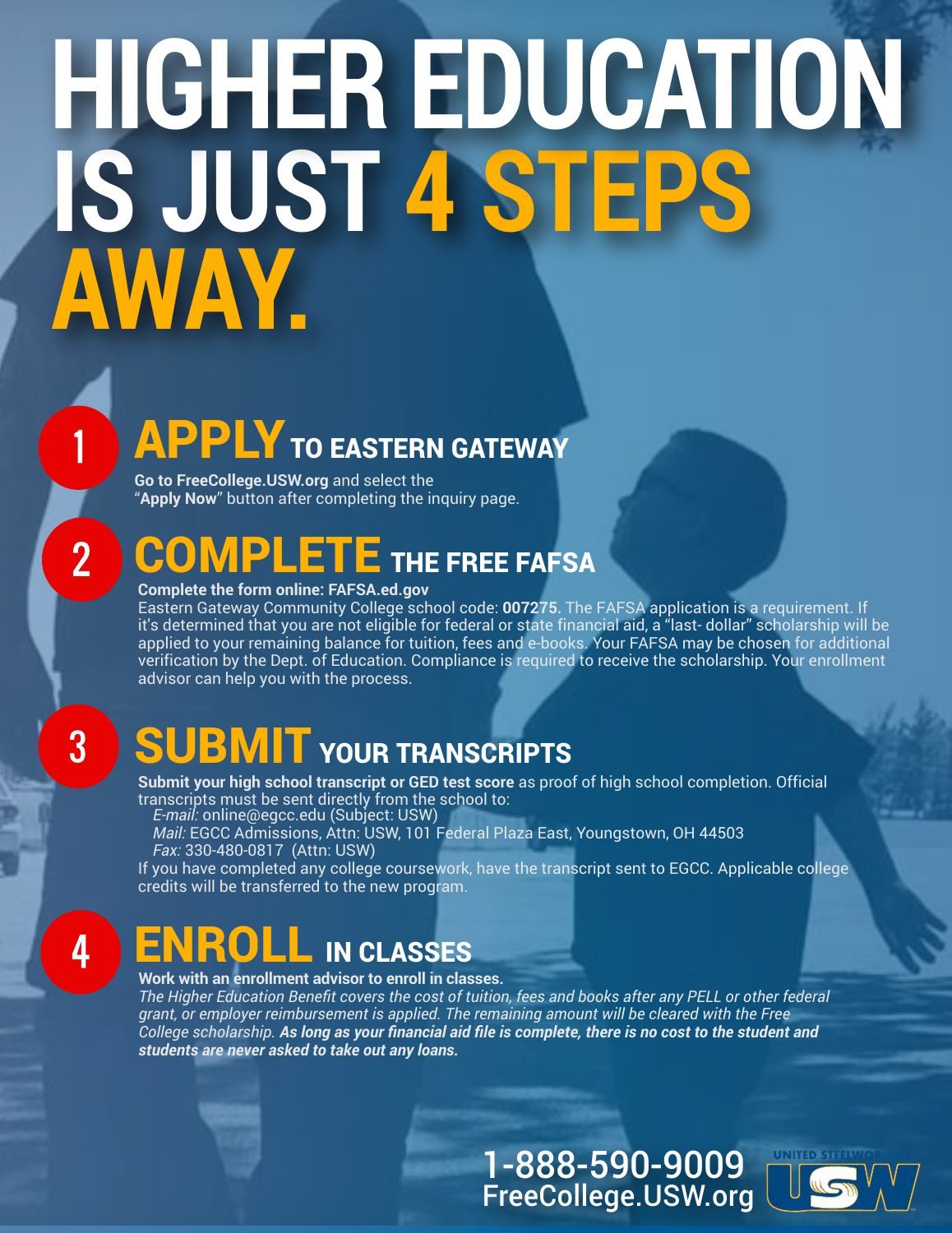# HIGHER EDUCATION IS JUST 4 STEPS AWAY.

## 1 APPLY TO EASTERN GATEWAY

**Go to FreeCollege.USW.org** and select the "**Apply Now**" button after completing the inquiry page.

## 2 COMPLETE THE FREE FAFSA

**Complete the form online: FAFSA.ed.gov**
Eastern Gateway Community College school code: **007275.** The FAFSA application is a requirement. If it's determined that you are not eligible for federal or state financial aid, a "last- dollar" scholarship will be applied to your remaining balance for tuition, fees and e-books. Your FAFSA may be chosen for additional verification by the Dept. of Education. Compliance is required to receive the scholarship. Your enrollment advisor can help you with the process.

## 3 SUBMIT YOUR TRANSCRIPTS

**Submit your high school transcript or GED test score** as proof of high school completion. Official transcripts must be sent directly from the school to:

*E-mail:* online@egcc.edu (Subject: USW)
*Mail:* EGCC Admissions, Attn: USW, 101 Federal Plaza East, Youngstown, OH 44503
*Fax:* 330-480-0817 (Attn: USW)

If you have completed any college coursework, have the transcript sent to EGCC. Applicable college credits will be transferred to the new program.

## 4 ENROLL IN CLASSES

**Work with an enrollment advisor to enroll in classes.**
*The Higher Education Benefit covers the cost of tuition, fees and books after any PELL or other federal grant, or employer reimbursement is applied. The remaining amount will be cleared with the Free College scholarship.* ***As long as your financial aid file is complete, there is no cost to the student and students are never asked to take out any loans.***

1-888-590-9009
FreeCollege.USW.org

UNITED STEELWORKERS USW